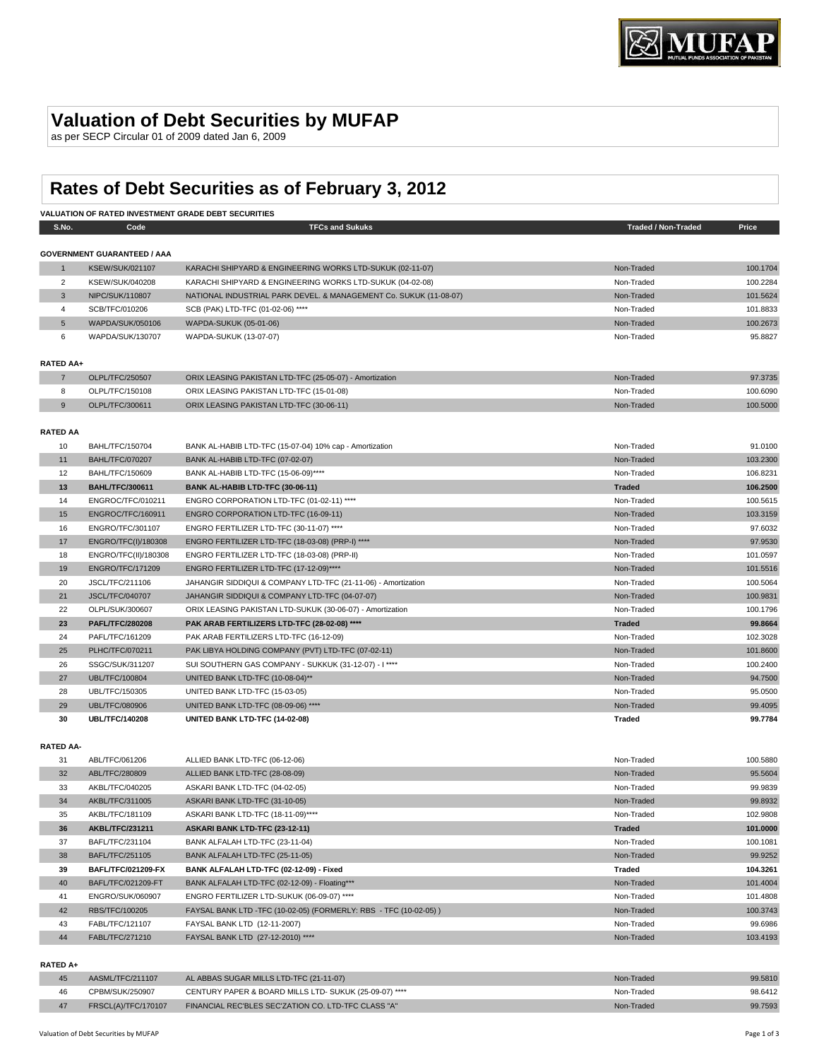# Valuation of Debt Securities by MUFAP

as per SECP Circular 01 of 2009 dated Jan 6, 2009

## Rates of Debt Securities as of February 3, 2012

**VALUATION OF RATED INVESTMENT GRADE DEBT SECURITIES**

| S.No. | Code | TFCs and Sukuks | Traded / Non-Traded | Price |
|---|---|---|---|---|
| **GOVERNMENT GUARANTEED / AAA** | | | | |
| 1 | KSEW/SUK/021107 | KARACHI SHIPYARD & ENGINEERING WORKS LTD-SUKUK (02-11-07) | Non-Traded | 100.1704 |
| 2 | KSEW/SUK/040208 | KARACHI SHIPYARD & ENGINEERING WORKS LTD-SUKUK (04-02-08) | Non-Traded | 100.2284 |
| 3 | NIPC/SUK/110807 | NATIONAL INDUSTRIAL PARK DEVEL. & MANAGEMENT Co. SUKUK (11-08-07) | Non-Traded | 101.5624 |
| 4 | SCB/TFC/010206 | SCB (PAK) LTD-TFC (01-02-06) **** | Non-Traded | 101.8833 |
| 5 | WAPDA/SUK/050106 | WAPDA-SUKUK (05-01-06) | Non-Traded | 100.2673 |
| 6 | WAPDA/SUK/130707 | WAPDA-SUKUK (13-07-07) | Non-Traded | 95.8827 |
| **RATED AA+** | | | | |
| 7 | OLPL/TFC/250507 | ORIX LEASING PAKISTAN LTD-TFC (25-05-07) - Amortization | Non-Traded | 97.3735 |
| 8 | OLPL/TFC/150108 | ORIX LEASING PAKISTAN LTD-TFC (15-01-08) | Non-Traded | 100.6090 |
| 9 | OLPL/TFC/300611 | ORIX LEASING PAKISTAN LTD-TFC (30-06-11) | Non-Traded | 100.5000 |
| **RATED AA** | | | | |
| 10 | BAHL/TFC/150704 | BANK AL-HABIB LTD-TFC (15-07-04) 10% cap - Amortization | Non-Traded | 91.0100 |
| 11 | BAHL/TFC/070207 | BANK AL-HABIB LTD-TFC (07-02-07) | Non-Traded | 103.2300 |
| 12 | BAHL/TFC/150609 | BANK AL-HABIB LTD-TFC (15-06-09)**** | Non-Traded | 106.8231 |
| **13** | **BAHL/TFC/300611** | **BANK AL-HABIB LTD-TFC (30-06-11)** | **Traded** | **106.2500** |
| 14 | ENGROC/TFC/010211 | ENGRO CORPORATION LTD-TFC (01-02-11) **** | Non-Traded | 100.5615 |
| 15 | ENGROC/TFC/160911 | ENGRO CORPORATION LTD-TFC (16-09-11) | Non-Traded | 103.3159 |
| 16 | ENGRO/TFC/301107 | ENGRO FERTILIZER LTD-TFC (30-11-07) **** | Non-Traded | 97.6032 |
| 17 | ENGRO/TFC(I)/180308 | ENGRO FERTILIZER LTD-TFC (18-03-08) (PRP-I) **** | Non-Traded | 97.9530 |
| 18 | ENGRO/TFC(II)/180308 | ENGRO FERTILIZER LTD-TFC (18-03-08) (PRP-II) | Non-Traded | 101.0597 |
| 19 | ENGRO/TFC/171209 | ENGRO FERTILIZER LTD-TFC (17-12-09)**** | Non-Traded | 101.5516 |
| 20 | JSCL/TFC/211106 | JAHANGIR SIDDIQUI & COMPANY LTD-TFC (21-11-06) - Amortization | Non-Traded | 100.5064 |
| 21 | JSCL/TFC/040707 | JAHANGIR SIDDIQUI & COMPANY LTD-TFC (04-07-07) | Non-Traded | 100.9831 |
| 22 | OLPL/SUK/300607 | ORIX LEASING PAKISTAN LTD-SUKUK (30-06-07) - Amortization | Non-Traded | 100.1796 |
| **23** | **PAFL/TFC/280208** | **PAK ARAB FERTILIZERS LTD-TFC (28-02-08) \*\*\*\*** | **Traded** | **99.8664** |
| 24 | PAFL/TFC/161209 | PAK ARAB FERTILIZERS LTD-TFC (16-12-09) | Non-Traded | 102.3028 |
| 25 | PLHC/TFC/070211 | PAK LIBYA HOLDING COMPANY (PVT) LTD-TFC (07-02-11) | Non-Traded | 101.8600 |
| 26 | SSGC/SUK/311207 | SUI SOUTHERN GAS COMPANY - SUKKUK (31-12-07) - I **** | Non-Traded | 100.2400 |
| 27 | UBL/TFC/100804 | UNITED BANK LTD-TFC (10-08-04)** | Non-Traded | 94.7500 |
| 28 | UBL/TFC/150305 | UNITED BANK LTD-TFC (15-03-05) | Non-Traded | 95.0500 |
| 29 | UBL/TFC/080906 | UNITED BANK LTD-TFC (08-09-06) **** | Non-Traded | 99.4095 |
| **30** | **UBL/TFC/140208** | **UNITED BANK LTD-TFC (14-02-08)** | **Traded** | **99.7784** |
| **RATED AA-** | | | | |
| 31 | ABL/TFC/061206 | ALLIED BANK LTD-TFC (06-12-06) | Non-Traded | 100.5880 |
| 32 | ABL/TFC/280809 | ALLIED BANK LTD-TFC (28-08-09) | Non-Traded | 95.5604 |
| 33 | AKBL/TFC/040205 | ASKARI BANK LTD-TFC (04-02-05) | Non-Traded | 99.9839 |
| 34 | AKBL/TFC/311005 | ASKARI BANK LTD-TFC (31-10-05) | Non-Traded | 99.8932 |
| 35 | AKBL/TFC/181109 | ASKARI BANK LTD-TFC (18-11-09)**** | Non-Traded | 102.9808 |
| **36** | **AKBL/TFC/231211** | **ASKARI BANK LTD-TFC (23-12-11)** | **Traded** | **101.0000** |
| 37 | BAFL/TFC/231104 | BANK ALFALAH LTD-TFC (23-11-04) | Non-Traded | 100.1081 |
| 38 | BAFL/TFC/251105 | BANK ALFALAH LTD-TFC (25-11-05) | Non-Traded | 99.9252 |
| **39** | **BAFL/TFC/021209-FX** | **BANK ALFALAH LTD-TFC (02-12-09) - Fixed** | **Traded** | **104.3261** |
| 40 | BAFL/TFC/021209-FT | BANK ALFALAH LTD-TFC (02-12-09) - Floating*** | Non-Traded | 101.4004 |
| 41 | ENGRO/SUK/060907 | ENGRO FERTILIZER LTD-SUKUK (06-09-07) **** | Non-Traded | 101.4808 |
| 42 | RBS/TFC/100205 | FAYSAL BANK LTD -TFC (10-02-05) (FORMERLY: RBS - TFC (10-02-05) ) | Non-Traded | 100.3743 |
| 43 | FABL/TFC/121107 | FAYSAL BANK LTD (12-11-2007) | Non-Traded | 99.6986 |
| 44 | FABL/TFC/271210 | FAYSAL BANK LTD (27-12-2010) **** | Non-Traded | 103.4193 |
| **RATED A+** | | | | |
| 45 | AASML/TFC/211107 | AL ABBAS SUGAR MILLS LTD-TFC (21-11-07) | Non-Traded | 99.5810 |
| 46 | CPBM/SUK/250907 | CENTURY PAPER & BOARD MILLS LTD- SUKUK (25-09-07) **** | Non-Traded | 98.6412 |
| 47 | FRSCL(A)/TFC/170107 | FINANCIAL REC'BLES SEC'ZATION CO. LTD-TFC CLASS "A" | Non-Traded | 99.7593 |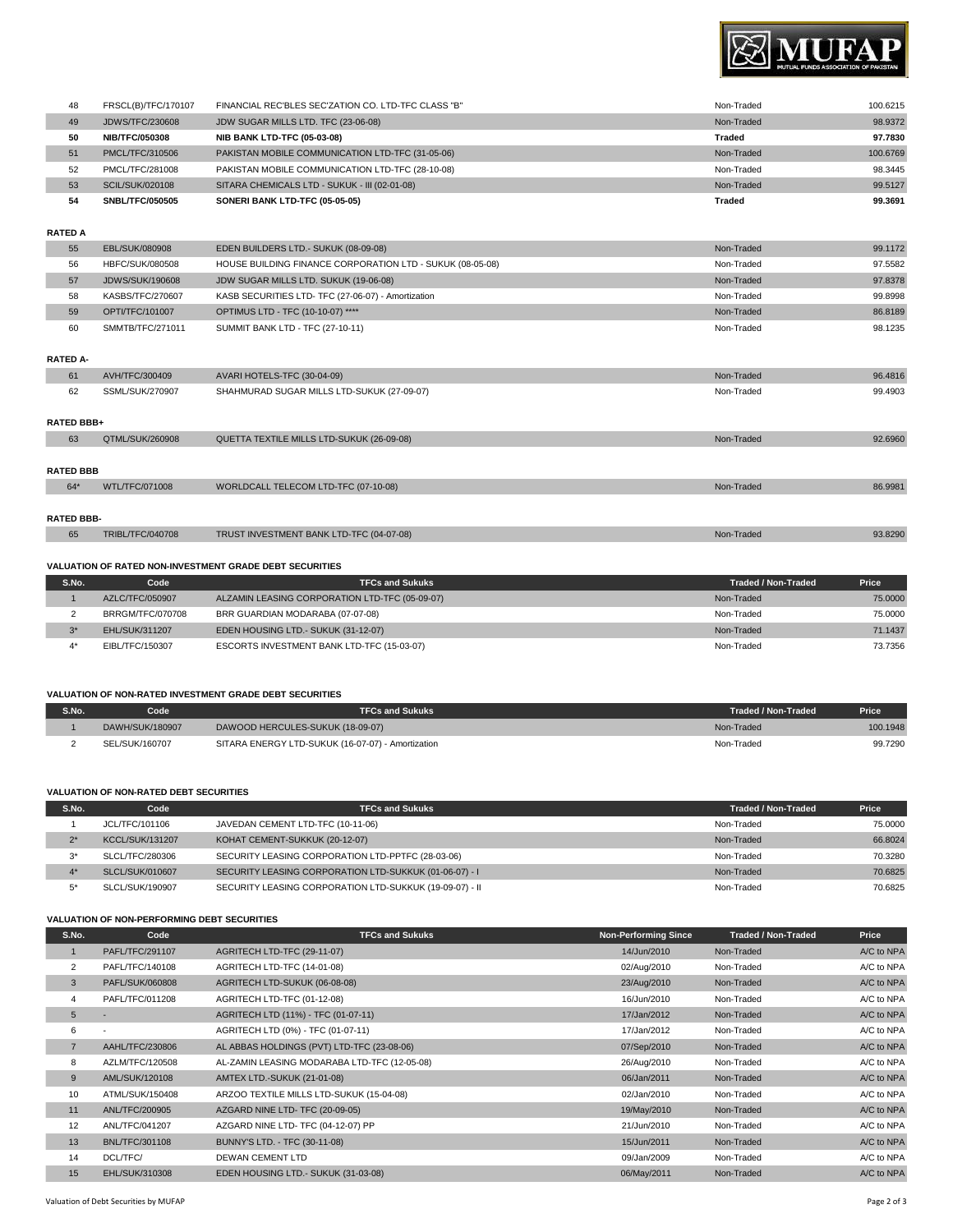| | | | | |
|---|---|---|---|---|
| 48 | FRSCL(B)/TFC/170107 | FINANCIAL REC'BLES SEC'ZATION CO. LTD-TFC CLASS "B" | Non-Traded | 100.6215 |
| 49 | JDWS/TFC/230608 | JDW SUGAR MILLS LTD. TFC (23-06-08) | Non-Traded | 98.9372 |
| **50** | **NIB/TFC/050308** | **NIB BANK LTD-TFC (05-03-08)** | **Traded** | **97.7830** |
| 51 | PMCL/TFC/310506 | PAKISTAN MOBILE COMMUNICATION LTD-TFC (31-05-06) | Non-Traded | 100.6769 |
| 52 | PMCL/TFC/281008 | PAKISTAN MOBILE COMMUNICATION LTD-TFC (28-10-08) | Non-Traded | 98.3445 |
| 53 | SCIL/SUK/020108 | SITARA CHEMICALS LTD - SUKUK - III (02-01-08) | Non-Traded | 99.5127 |
| **54** | **SNBL/TFC/050505** | **SONERI BANK LTD-TFC (05-05-05)** | **Traded** | **99.3691** |

**RATED A**

| | | | | |
|---|---|---|---|---|
| 55 | EBL/SUK/080908 | EDEN BUILDERS LTD.- SUKUK (08-09-08) | Non-Traded | 99.1172 |
| 56 | HBFC/SUK/080508 | HOUSE BUILDING FINANCE CORPORATION LTD - SUKUK (08-05-08) | Non-Traded | 97.5582 |
| 57 | JDWS/SUK/190608 | JDW SUGAR MILLS LTD. SUKUK (19-06-08) | Non-Traded | 97.8378 |
| 58 | KASBS/TFC/270607 | KASB SECURITIES LTD- TFC (27-06-07) - Amortization | Non-Traded | 99.8998 |
| 59 | OPTI/TFC/101007 | OPTIMUS LTD - TFC (10-10-07) **** | Non-Traded | 86.8189 |
| 60 | SMMTB/TFC/271011 | SUMMIT BANK LTD - TFC (27-10-11) | Non-Traded | 98.1235 |

**RATED A-**

| | | | | |
|---|---|---|---|---|
| 61 | AVH/TFC/300409 | AVARI HOTELS-TFC (30-04-09) | Non-Traded | 96.4816 |
| 62 | SSML/SUK/270907 | SHAHMURAD SUGAR MILLS LTD-SUKUK (27-09-07) | Non-Traded | 99.4903 |

**RATED BBB+**

| | | | | |
|---|---|---|---|---|
| 63 | QTML/SUK/260908 | QUETTA TEXTILE MILLS LTD-SUKUK (26-09-08) | Non-Traded | 92.6960 |

**RATED BBB**

| | | | | |
|---|---|---|---|---|
| 64* | WTL/TFC/071008 | WORLDCALL TELECOM LTD-TFC (07-10-08) | Non-Traded | 86.9981 |

**RATED BBB-**

| | | | | |
|---|---|---|---|---|
| 65 | TRIBL/TFC/040708 | TRUST INVESTMENT BANK LTD-TFC (04-07-08) | Non-Traded | 93.8290 |

**VALUATION OF RATED NON-INVESTMENT GRADE DEBT SECURITIES**

| S.No. | Code | TFCs and Sukuks | Traded / Non-Traded | Price |
|---|---|---|---|---|
| 1 | AZLC/TFC/050907 | ALZAMIN LEASING CORPORATION LTD-TFC (05-09-07) | Non-Traded | 75.0000 |
| 2 | BRRGM/TFC/070708 | BRR GUARDIAN MODARABA (07-07-08) | Non-Traded | 75.0000 |
| 3* | EHL/SUK/311207 | EDEN HOUSING LTD.- SUKUK (31-12-07) | Non-Traded | 71.1437 |
| 4* | EIBL/TFC/150307 | ESCORTS INVESTMENT BANK LTD-TFC (15-03-07) | Non-Traded | 73.7356 |

**VALUATION OF NON-RATED INVESTMENT GRADE DEBT SECURITIES**

| S.No. | Code | TFCs and Sukuks | Traded / Non-Traded | Price |
|---|---|---|---|---|
| 1 | DAWH/SUK/180907 | DAWOOD HERCULES-SUKUK (18-09-07) | Non-Traded | 100.1948 |
| 2 | SEL/SUK/160707 | SITARA ENERGY LTD-SUKUK (16-07-07) - Amortization | Non-Traded | 99.7290 |

**VALUATION OF NON-RATED DEBT SECURITIES**

| S.No. | Code | TFCs and Sukuks | Traded / Non-Traded | Price |
|---|---|---|---|---|
| 1 | JCL/TFC/101106 | JAVEDAN CEMENT LTD-TFC (10-11-06) | Non-Traded | 75.0000 |
| 2* | KCCL/SUK/131207 | KOHAT CEMENT-SUKKUK (20-12-07) | Non-Traded | 66.8024 |
| 3* | SLCL/TFC/280306 | SECURITY LEASING CORPORATION LTD-PPTFC (28-03-06) | Non-Traded | 70.3280 |
| 4* | SLCL/SUK/010607 | SECURITY LEASING CORPORATION LTD-SUKKUK (01-06-07) - I | Non-Traded | 70.6825 |
| 5* | SLCL/SUK/190907 | SECURITY LEASING CORPORATION LTD-SUKKUK (19-09-07) - II | Non-Traded | 70.6825 |

**VALUATION OF NON-PERFORMING DEBT SECURITIES**

| S.No. | Code | TFCs and Sukuks | Non-Performing Since | Traded / Non-Traded | Price |
|---|---|---|---|---|---|
| 1 | PAFL/TFC/291107 | AGRITECH LTD-TFC (29-11-07) | 14/Jun/2010 | Non-Traded | A/C to NPA |
| 2 | PAFL/TFC/140108 | AGRITECH LTD-TFC (14-01-08) | 02/Aug/2010 | Non-Traded | A/C to NPA |
| 3 | PAFL/SUK/060808 | AGRITECH LTD-SUKUK (06-08-08) | 23/Aug/2010 | Non-Traded | A/C to NPA |
| 4 | PAFL/TFC/011208 | AGRITECH LTD-TFC (01-12-08) | 16/Jun/2010 | Non-Traded | A/C to NPA |
| 5 | - | AGRITECH LTD (11%) - TFC (01-07-11) | 17/Jan/2012 | Non-Traded | A/C to NPA |
| 6 | - | AGRITECH LTD (0%) - TFC (01-07-11) | 17/Jan/2012 | Non-Traded | A/C to NPA |
| 7 | AAHL/TFC/230806 | AL ABBAS HOLDINGS (PVT) LTD-TFC (23-08-06) | 07/Sep/2010 | Non-Traded | A/C to NPA |
| 8 | AZLM/TFC/120508 | AL-ZAMIN LEASING MODARABA LTD-TFC (12-05-08) | 26/Aug/2010 | Non-Traded | A/C to NPA |
| 9 | AML/SUK/120108 | AMTEX LTD.-SUKUK (21-01-08) | 06/Jan/2011 | Non-Traded | A/C to NPA |
| 10 | ATML/SUK/150408 | ARZOO TEXTILE MILLS LTD-SUKUK (15-04-08) | 02/Jan/2010 | Non-Traded | A/C to NPA |
| 11 | ANL/TFC/200905 | AZGARD NINE LTD- TFC (20-09-05) | 19/May/2010 | Non-Traded | A/C to NPA |
| 12 | ANL/TFC/041207 | AZGARD NINE LTD- TFC (04-12-07) PP | 21/Jun/2010 | Non-Traded | A/C to NPA |
| 13 | BNL/TFC/301108 | BUNNY'S LTD. - TFC (30-11-08) | 15/Jun/2011 | Non-Traded | A/C to NPA |
| 14 | DCL/TFC/ | DEWAN CEMENT LTD | 09/Jan/2009 | Non-Traded | A/C to NPA |
| 15 | EHL/SUK/310308 | EDEN HOUSING LTD.- SUKUK (31-03-08) | 06/May/2011 | Non-Traded | A/C to NPA |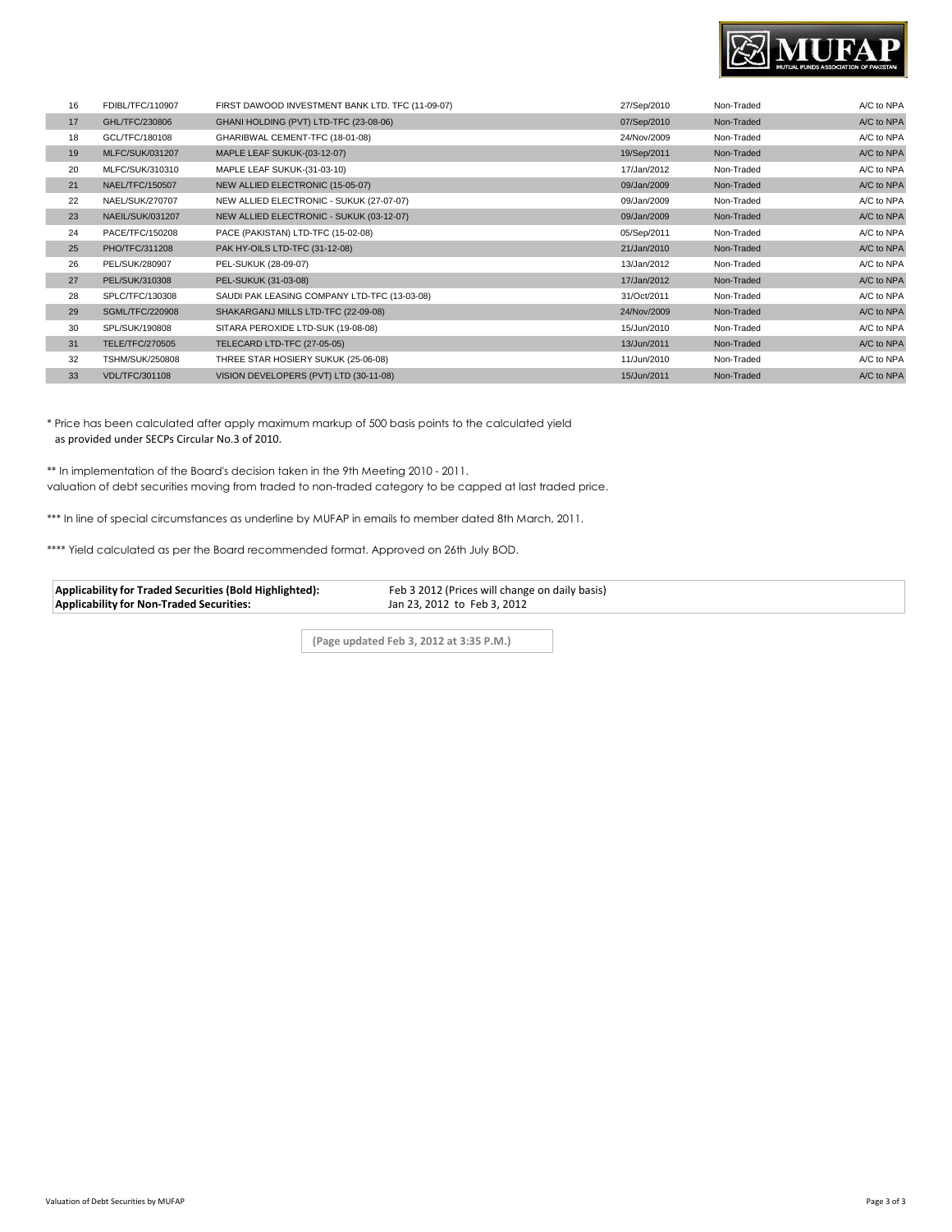| | | | | | |
|---|---|---|---|---|---|
| 16 | FDIBL/TFC/110907 | FIRST DAWOOD INVESTMENT BANK LTD. TFC (11-09-07) | 27/Sep/2010 | Non-Traded | A/C to NPA |
| 17 | GHL/TFC/230806 | GHANI HOLDING (PVT) LTD-TFC (23-08-06) | 07/Sep/2010 | Non-Traded | A/C to NPA |
| 18 | GCL/TFC/180108 | GHARIBWAL CEMENT-TFC (18-01-08) | 24/Nov/2009 | Non-Traded | A/C to NPA |
| 19 | MLFC/SUK/031207 | MAPLE LEAF SUKUK-(03-12-07) | 19/Sep/2011 | Non-Traded | A/C to NPA |
| 20 | MLFC/SUK/310310 | MAPLE LEAF SUKUK-(31-03-10) | 17/Jan/2012 | Non-Traded | A/C to NPA |
| 21 | NAEL/TFC/150507 | NEW ALLIED ELECTRONIC (15-05-07) | 09/Jan/2009 | Non-Traded | A/C to NPA |
| 22 | NAEL/SUK/270707 | NEW ALLIED ELECTRONIC - SUKUK (27-07-07) | 09/Jan/2009 | Non-Traded | A/C to NPA |
| 23 | NAEIL/SUK/031207 | NEW ALLIED ELECTRONIC - SUKUK (03-12-07) | 09/Jan/2009 | Non-Traded | A/C to NPA |
| 24 | PACE/TFC/150208 | PACE (PAKISTAN) LTD-TFC (15-02-08) | 05/Sep/2011 | Non-Traded | A/C to NPA |
| 25 | PHO/TFC/311208 | PAK HY-OILS LTD-TFC (31-12-08) | 21/Jan/2010 | Non-Traded | A/C to NPA |
| 26 | PEL/SUK/280907 | PEL-SUKUK (28-09-07) | 13/Jan/2012 | Non-Traded | A/C to NPA |
| 27 | PEL/SUK/310308 | PEL-SUKUK (31-03-08) | 17/Jan/2012 | Non-Traded | A/C to NPA |
| 28 | SPLC/TFC/130308 | SAUDI PAK LEASING COMPANY LTD-TFC (13-03-08) | 31/Oct/2011 | Non-Traded | A/C to NPA |
| 29 | SGML/TFC/220908 | SHAKARGANJ MILLS LTD-TFC (22-09-08) | 24/Nov/2009 | Non-Traded | A/C to NPA |
| 30 | SPL/SUK/190808 | SITARA PEROXIDE LTD-SUK (19-08-08) | 15/Jun/2010 | Non-Traded | A/C to NPA |
| 31 | TELE/TFC/270505 | TELECARD LTD-TFC (27-05-05) | 13/Jun/2011 | Non-Traded | A/C to NPA |
| 32 | TSHM/SUK/250808 | THREE STAR HOSIERY SUKUK (25-06-08) | 11/Jun/2010 | Non-Traded | A/C to NPA |
| 33 | VDL/TFC/301108 | VISION DEVELOPERS (PVT) LTD (30-11-08) | 15/Jun/2011 | Non-Traded | A/C to NPA |

* Price has been calculated after apply maximum markup of 500 basis points to the calculated yield as provided under SECPs Circular No.3 of 2010.

** In implementation of the Board's decision taken in the 9th Meeting 2010 - 2011. valuation of debt securities moving from traded to non-traded category to be capped at last traded price.

*** In line of special circumstances as underline by MUFAP in emails to member dated 8th March, 2011.

**** Yield calculated as per the Board recommended format. Approved on 26th July BOD.

| | |
|---|---|
| **Applicability for Traded Securities (Bold Highlighted):** | Feb 3 2012 (Prices will change on daily basis) |
| **Applicability for Non-Traded Securities:** | Jan 23, 2012 to Feb 3, 2012 |

**(Page updated Feb 3, 2012 at 3:35 P.M.)**